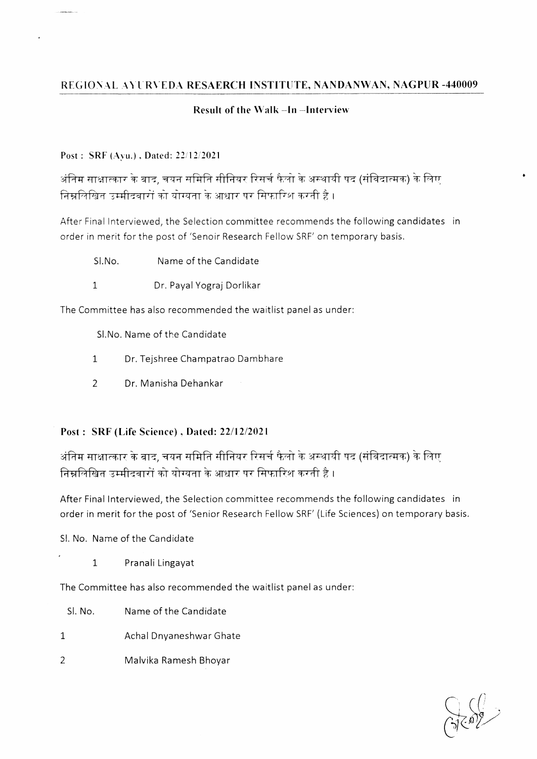## REGIONAL AYURVEDA RESAERCH INSTITUTE, NANDANWAN, NAGPUR -440009

### Result of the Walk –In –Interview

**Post : SRF (Ayu.) , Dated: 22/12/2021**

अंतिम साक्षात्कार के बाद, चयन समिति सीनियर रिसर्च फैलो के अस्थायी पद (संविदात्मक) के लिए निम्नलिखित उम्मीदवारों को योग्यता के आधार पर सिफारिश करती है।

After Final Interviewed, the Selection committee recommends the following candidates in order in merit for the post of 'Senoir Research Fellow SRF' on temporary basis.

| Sl.No. | Name of the Candidate |
|---|---|
| 1 | Dr. Payal Yograj Dorlikar |

The Committee has also recommended the waitlist panel as under:

| Sl.No. | Name of the Candidate |
|---|---|
| 1 | Dr. Tejshree Champatrao Dambhare |
| 2 | Dr. Manisha Dehankar |

**Post : SRF (Life Science) , Dated: 22/12/2021**

अंतिम साक्षात्कार के बाद, चयन समिति सीनियर रिसर्च फैलो के अस्थायी पद (संविदात्मक) के लिए निम्नलिखित उम्मीदवारों को योग्यता के आधार पर सिफारिश करती है।

After Final Interviewed, the Selection committee recommends the following candidates in order in merit for the post of 'Senior Research Fellow SRF' (Life Sciences) on temporary basis.

| Sl. No. | Name of the Candidate |
|---|---|
| 1 | Pranali Lingayat |

The Committee has also recommended the waitlist panel as under:

| Sl. No. | Name of the Candidate |
|---|---|
| 1 | Achal Dnyaneshwar Ghate |
| 2 | Malvika Ramesh Bhoyar |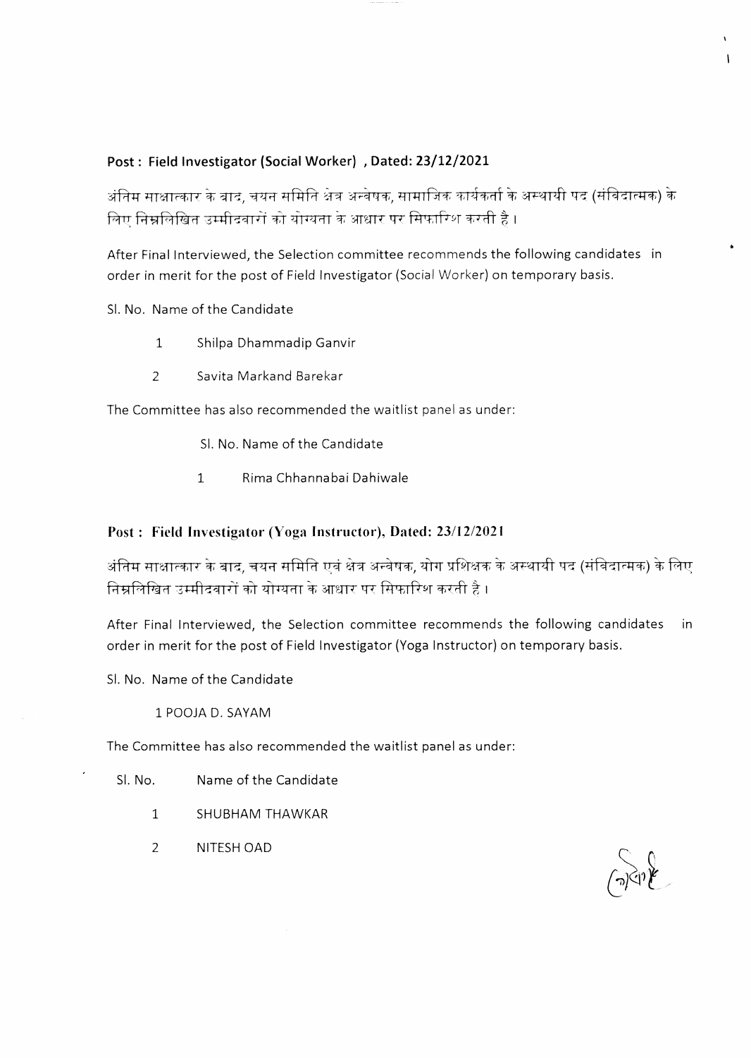**Post : Field Investigator (Social Worker) , Dated: 23/12/2021**

अंतिम साक्षात्कार के बाद, चयन समिति क्षेत्र अन्वेषक, सामाजिक कार्यकर्ता के अस्थायी पद (संविदात्मक) के लिए निम्नलिखित उम्मीदवारों को योग्यता के आधार पर सिफारिश करती है।

After Final Interviewed, the Selection committee recommends the following candidates in order in merit for the post of Field Investigator (Social Worker) on temporary basis.

| Sl. No. | Name of the Candidate |
|---|---|
| 1 | Shilpa Dhammadip Ganvir |
| 2 | Savita Markand Barekar |

The Committee has also recommended the waitlist panel as under:

| Sl. No. | Name of the Candidate |
|---|---|
| 1 | Rima Chhannabai Dahiwale |

**Post : Field Investigator (Yoga Instructor), Dated: 23/12/2021**

अंतिम साक्षात्कार के बाद, चयन समिति एवं क्षेत्र अन्वेषक, योग प्रशिक्षक के अस्थायी पद (संविदात्मक) के लिए निम्नलिखित उम्मीदवारों को योग्यता के आधार पर सिफारिश करती है।

After Final Interviewed, the Selection committee recommends the following candidates in order in merit for the post of Field Investigator (Yoga Instructor) on temporary basis.

| Sl. No. | Name of the Candidate |
|---|---|
| 1 | POOJA D. SAYAM |

The Committee has also recommended the waitlist panel as under:

| Sl. No. | Name of the Candidate |
|---|---|
| 1 | SHUBHAM THAWKAR |
| 2 | NITESH OAD |